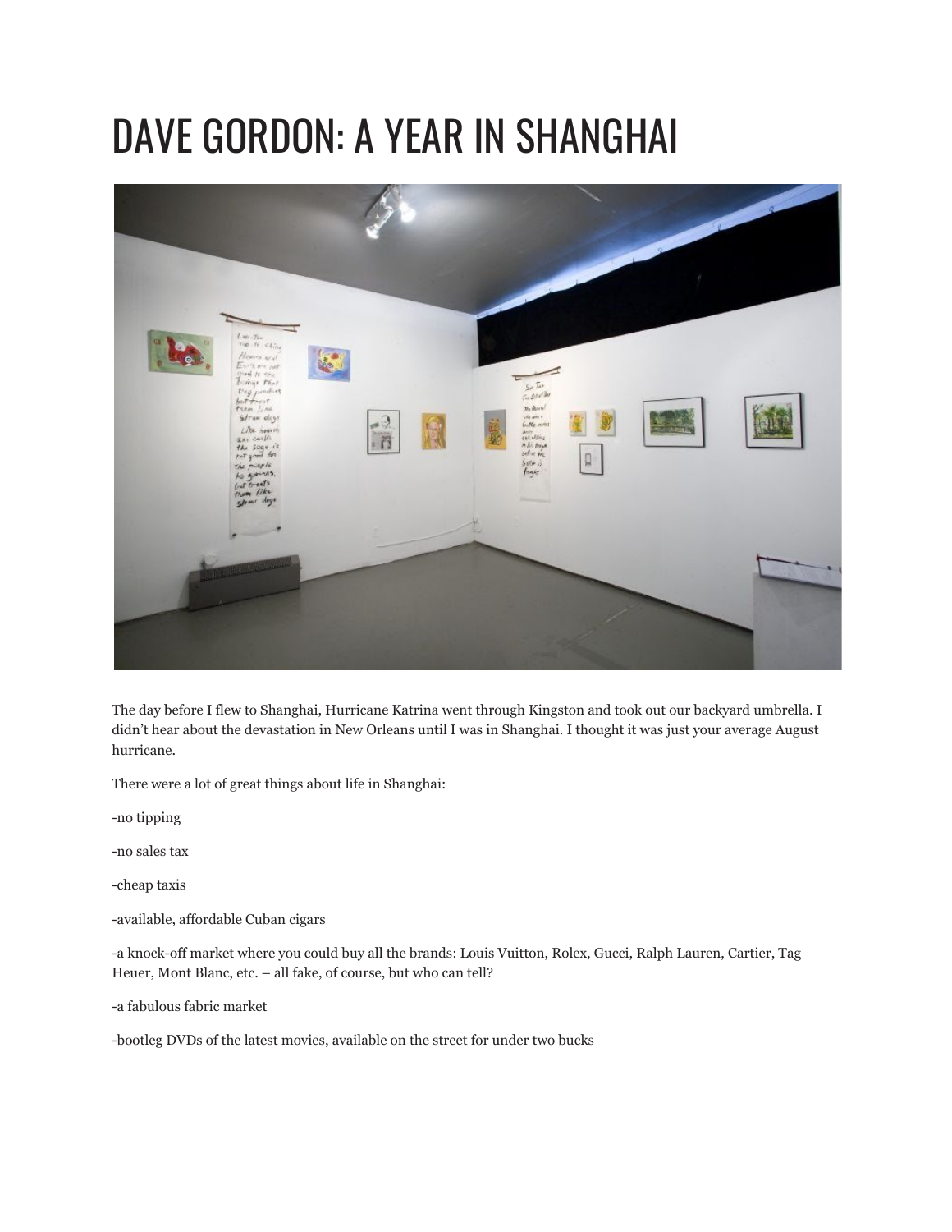# DAVE GORDON: A YEAR IN SHANGHAI

The day before I flew to Shanghai, Hurricane Katrina went through Kingston and took out our backyard umbrella. I didn't hear about the devastation in New Orleans until I was in Shanghai. I thought it was just your average August hurricane.

There were a lot of great things about life in Shanghai:

-no tipping

-no sales tax

-cheap taxis

-available, affordable Cuban cigars

-a knock-off market where you could buy all the brands: Louis Vuitton, Rolex, Gucci, Ralph Lauren, Cartier, Tag Heuer, Mont Blanc, etc. – all fake, of course, but who can tell?

-a fabulous fabric market

-bootleg DVDs of the latest movies, available on the street for under two bucks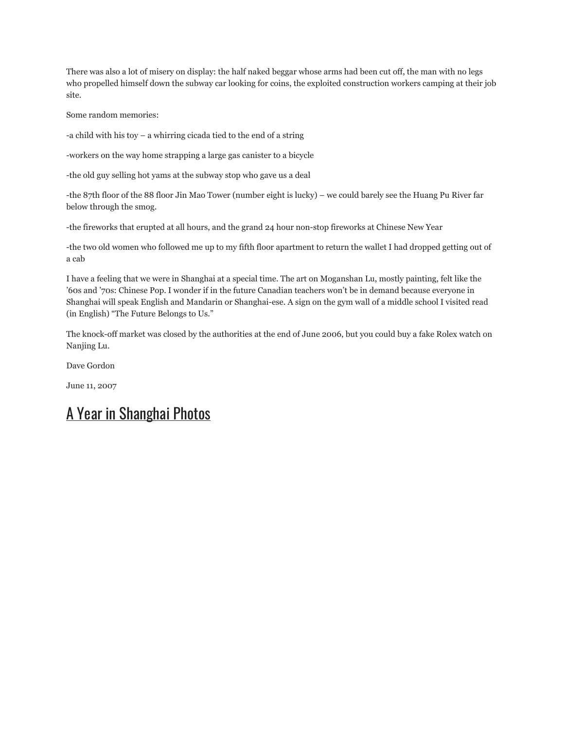There was also a lot of misery on display: the half naked beggar whose arms had been cut off, the man with no legs who propelled himself down the subway car looking for coins, the exploited construction workers camping at their job site.

Some random memories:

-a child with his toy – a whirring cicada tied to the end of a string

-workers on the way home strapping a large gas canister to a bicycle

-the old guy selling hot yams at the subway stop who gave us a deal

-the 87th floor of the 88 floor Jin Mao Tower (number eight is lucky) – we could barely see the Huang Pu River far below through the smog.

-the fireworks that erupted at all hours, and the grand 24 hour non-stop fireworks at Chinese New Year

-the two old women who followed me up to my fifth floor apartment to return the wallet I had dropped getting out of a cab

I have a feeling that we were in Shanghai at a special time. The art on Moganshan Lu, mostly painting, felt like the '60s and '70s: Chinese Pop. I wonder if in the future Canadian teachers won't be in demand because everyone in Shanghai will speak English and Mandarin or Shanghai-ese. A sign on the gym wall of a middle school I visited read (in English) "The Future Belongs to Us."

The knock-off market was closed by the authorities at the end of June 2006, but you could buy a fake Rolex watch on Nanjing Lu.

Dave Gordon

June 11, 2007

## A Year in Shanghai Photos